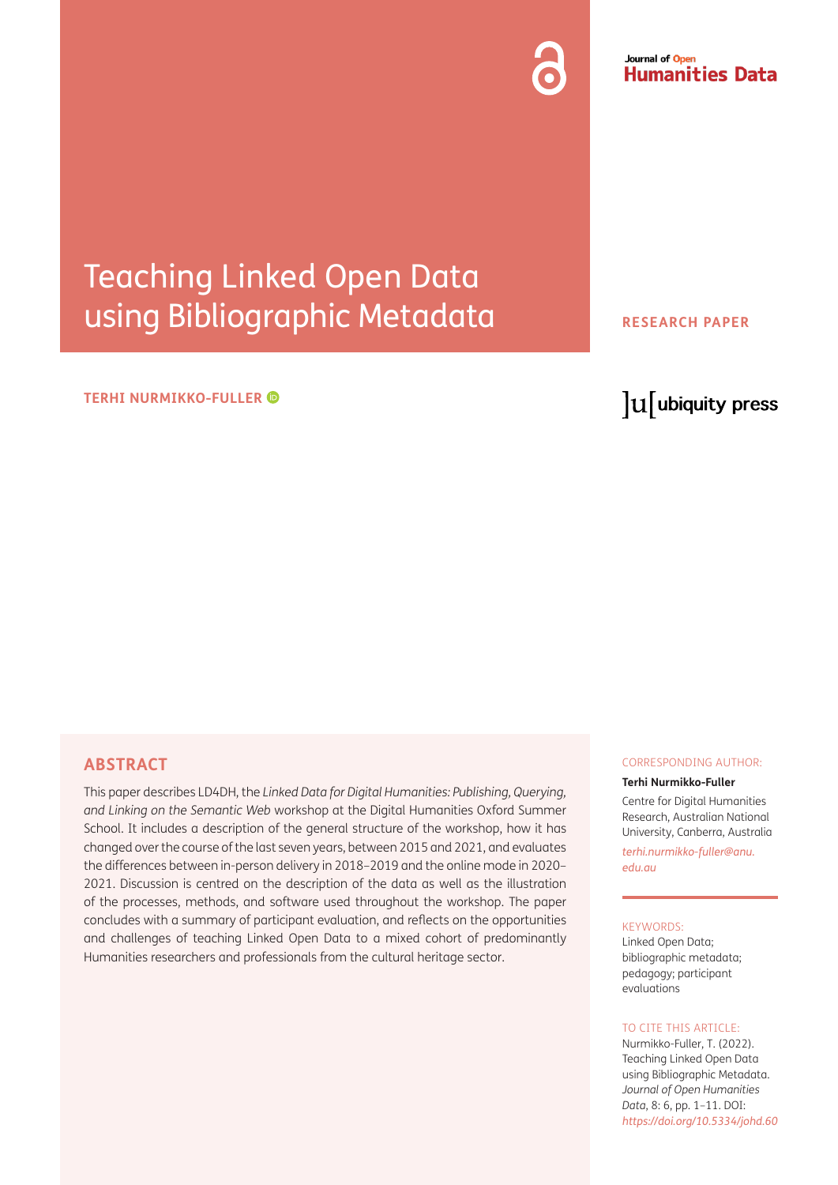# Teaching Linked Open Data using Bibliographic Metadata

**RESEARCH PAPER**

**TERHI NURMIKKO-FULLER**

## ABSTRACT

This paper describes LD4DH, the *Linked Data for Digital Humanities: Publishing, Querying, and Linking on the Semantic Web* workshop at the Digital Humanities Oxford Summer School. It includes a description of the general structure of the workshop, how it has changed over the course of the last seven years, between 2015 and 2021, and evaluates the differences between in-person delivery in 2018–2019 and the online mode in 2020–2021. Discussion is centred on the description of the data as well as the illustration of the processes, methods, and software used throughout the workshop. The paper concludes with a summary of participant evaluation, and reflects on the opportunities and challenges of teaching Linked Open Data to a mixed cohort of predominantly Humanities researchers and professionals from the cultural heritage sector.

CORRESPONDING AUTHOR:

**Terhi Nurmikko-Fuller**

Centre for Digital Humanities Research, Australian National University, Canberra, Australia

*terhi.nurmikko-fuller@anu.edu.au*

KEYWORDS:

Linked Open Data; bibliographic metadata; pedagogy; participant evaluations

TO CITE THIS ARTICLE:

Nurmikko-Fuller, T. (2022). Teaching Linked Open Data using Bibliographic Metadata. *Journal of Open Humanities Data*, 8: 6, pp. 1–11. DOI: *https://doi.org/10.5334/johd.60*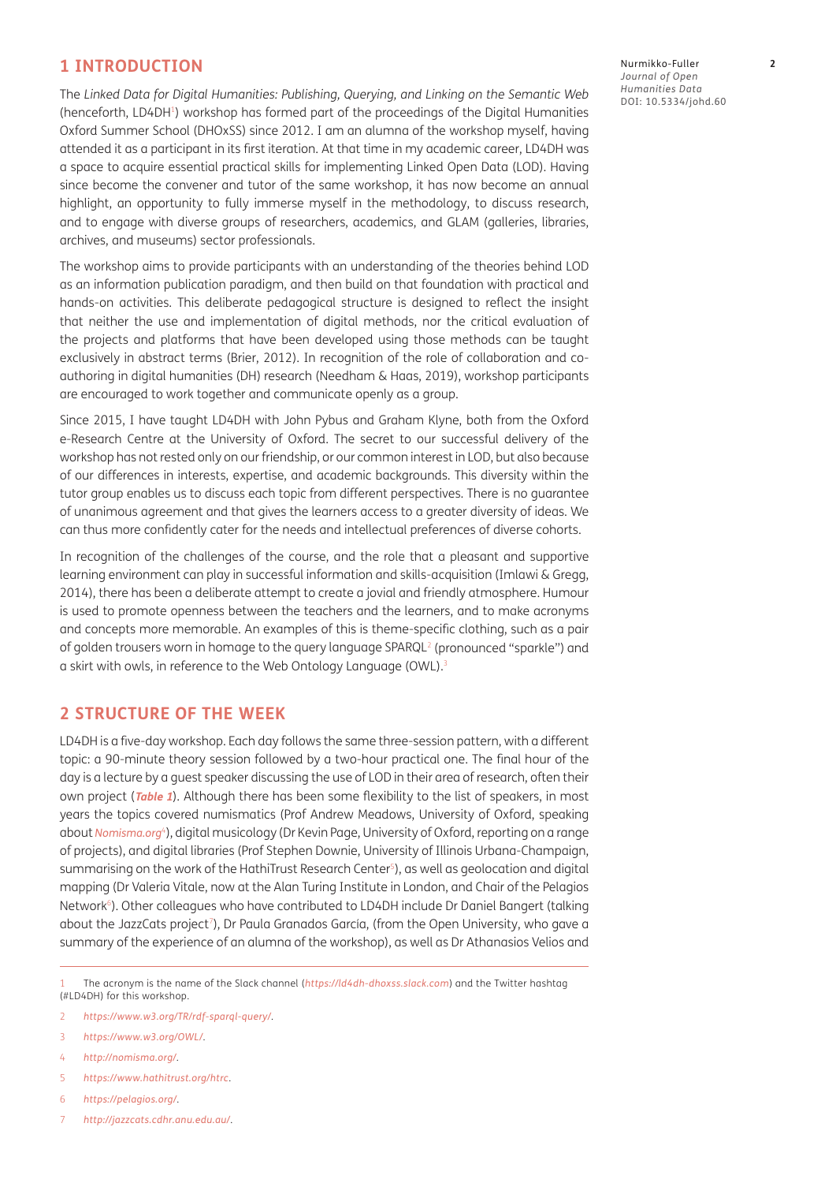# 1 INTRODUCTION

The *Linked Data for Digital Humanities: Publishing, Querying, and Linking on the Semantic Web* (henceforth, LD4DH[1]) workshop has formed part of the proceedings of the Digital Humanities Oxford Summer School (DHOxSS) since 2012. I am an alumna of the workshop myself, having attended it as a participant in its first iteration. At that time in my academic career, LD4DH was a space to acquire essential practical skills for implementing Linked Open Data (LOD). Having since become the convener and tutor of the same workshop, it has now become an annual highlight, an opportunity to fully immerse myself in the methodology, to discuss research, and to engage with diverse groups of researchers, academics, and GLAM (galleries, libraries, archives, and museums) sector professionals.

The workshop aims to provide participants with an understanding of the theories behind LOD as an information publication paradigm, and then build on that foundation with practical and hands-on activities. This deliberate pedagogical structure is designed to reflect the insight that neither the use and implementation of digital methods, nor the critical evaluation of the projects and platforms that have been developed using those methods can be taught exclusively in abstract terms (Brier, 2012). In recognition of the role of collaboration and co-authoring in digital humanities (DH) research (Needham & Haas, 2019), workshop participants are encouraged to work together and communicate openly as a group.

Since 2015, I have taught LD4DH with John Pybus and Graham Klyne, both from the Oxford e-Research Centre at the University of Oxford. The secret to our successful delivery of the workshop has not rested only on our friendship, or our common interest in LOD, but also because of our differences in interests, expertise, and academic backgrounds. This diversity within the tutor group enables us to discuss each topic from different perspectives. There is no guarantee of unanimous agreement and that gives the learners access to a greater diversity of ideas. We can thus more confidently cater for the needs and intellectual preferences of diverse cohorts.

In recognition of the challenges of the course, and the role that a pleasant and supportive learning environment can play in successful information and skills-acquisition (Imlawi & Gregg, 2014), there has been a deliberate attempt to create a jovial and friendly atmosphere. Humour is used to promote openness between the teachers and the learners, and to make acronyms and concepts more memorable. An examples of this is theme-specific clothing, such as a pair of golden trousers worn in homage to the query language SPARQL[2] (pronounced "sparkle") and a skirt with owls, in reference to the Web Ontology Language (OWL).[3]

# 2 STRUCTURE OF THE WEEK

LD4DH is a five-day workshop. Each day follows the same three-session pattern, with a different topic: a 90-minute theory session followed by a two-hour practical one. The final hour of the day is a lecture by a guest speaker discussing the use of LOD in their area of research, often their own project (***Table 1***). Although there has been some flexibility to the list of speakers, in most years the topics covered numismatics (Prof Andrew Meadows, University of Oxford, speaking about *Nomisma.org*[4]), digital musicology (Dr Kevin Page, University of Oxford, reporting on a range of projects), and digital libraries (Prof Stephen Downie, University of Illinois Urbana-Champaign, summarising on the work of the HathiTrust Research Center[5]), as well as geolocation and digital mapping (Dr Valeria Vitale, now at the Alan Turing Institute in London, and Chair of the Pelagios Network[6]). Other colleagues who have contributed to LD4DH include Dr Daniel Bangert (talking about the JazzCats project[7]), Dr Paula Granados García, (from the Open University, who gave a summary of the experience of an alumna of the workshop), as well as Dr Athanasios Velios and

---

1 The acronym is the name of the Slack channel (*https://ld4dh-dhoxss.slack.com*) and the Twitter hashtag (#LD4DH) for this workshop.

2 *https://www.w3.org/TR/rdf-sparql-query/*.

3 *https://www.w3.org/OWL/*.

4 *http://nomisma.org/*.

5 *https://www.hathitrust.org/htrc*.

6 *https://pelagios.org/*.

7 *http://jazzcats.cdhr.anu.edu.au/*.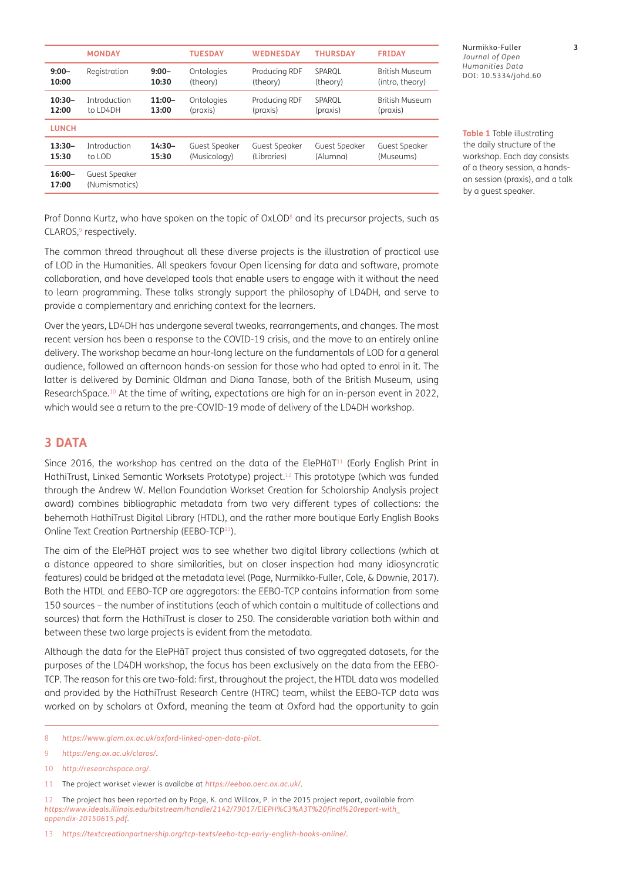| | MONDAY | | TUESDAY | WEDNESDAY | THURSDAY | FRIDAY |
|---|---|---|---|---|---|---|
| **9:00–10:00** | Registration | **9:00–10:30** | Ontologies (theory) | Producing RDF (theory) | SPARQL (theory) | British Museum (intro, theory) |
| **10:30–12:00** | Introduction to LD4DH | **11:00–13:00** | Ontologies (praxis) | Producing RDF (praxis) | SPARQL (praxis) | British Museum (praxis) |
| **LUNCH** | | | | | | |
| **13:30–15:30** | Introduction to LOD | **14:30–15:30** | Guest Speaker (Musicology) | Guest Speaker (Libraries) | Guest Speaker (Alumna) | Guest Speaker (Museums) |
| **16:00–17:00** | Guest Speaker (Numismatics) | | | | | |

**Table 1** Table illustrating the daily structure of the workshop. Each day consists of a theory session, a hands-on session (praxis), and a talk by a guest speaker.

Prof Donna Kurtz, who have spoken on the topic of OxLOD[8] and its precursor projects, such as CLAROS,[9] respectively.

The common thread throughout all these diverse projects is the illustration of practical use of LOD in the Humanities. All speakers favour Open licensing for data and software, promote collaboration, and have developed tools that enable users to engage with it without the need to learn programming. These talks strongly support the philosophy of LD4DH, and serve to provide a complementary and enriching context for the learners.

Over the years, LD4DH has undergone several tweaks, rearrangements, and changes. The most recent version has been a response to the COVID-19 crisis, and the move to an entirely online delivery. The workshop became an hour-long lecture on the fundamentals of LOD for a general audience, followed an afternoon hands-on session for those who had opted to enrol in it. The latter is delivered by Dominic Oldman and Diana Tanase, both of the British Museum, using ResearchSpace.[10] At the time of writing, expectations are high for an in-person event in 2022, which would see a return to the pre-COVID-19 mode of delivery of the LD4DH workshop.

## 3 DATA

Since 2016, the workshop has centred on the data of the ElePHãT[11] (Early English Print in HathiTrust, Linked Semantic Worksets Prototype) project.[12] This prototype (which was funded through the Andrew W. Mellon Foundation Workset Creation for Scholarship Analysis project award) combines bibliographic metadata from two very different types of collections: the behemoth HathiTrust Digital Library (HTDL), and the rather more boutique Early English Books Online Text Creation Partnership (EEBO-TCP[13]).

The aim of the ElePHãT project was to see whether two digital library collections (which at a distance appeared to share similarities, but on closer inspection had many idiosyncratic features) could be bridged at the metadata level (Page, Nurmikko-Fuller, Cole, & Downie, 2017). Both the HTDL and EEBO-TCP are aggregators: the EEBO-TCP contains information from some 150 sources – the number of institutions (each of which contain a multitude of collections and sources) that form the HathiTrust is closer to 250. The considerable variation both within and between these two large projects is evident from the metadata.

Although the data for the ElePHãT project thus consisted of two aggregated datasets, for the purposes of the LD4DH workshop, the focus has been exclusively on the data from the EEBO-TCP. The reason for this are two-fold: first, throughout the project, the HTDL data was modelled and provided by the HathiTrust Research Centre (HTRC) team, whilst the EEBO-TCP data was worked on by scholars at Oxford, meaning the team at Oxford had the opportunity to gain

---

8 *https://www.glam.ox.ac.uk/oxford-linked-open-data-pilot*.

9 *https://eng.ox.ac.uk/claros/*.

10 *http://researchspace.org/*.

11 The project workset viewer is availabe at *https://eeboo.oerc.ox.ac.uk/*.

12 The project has been reported on by Page, K. and Willcox, P. in the 2015 project report, available from *https://www.ideals.illinois.edu/bitstream/handle/2142/79017/ElEPH%C3%A3T%20final%20report-with_appendix-20150615.pdf*.

13 *https://textcreationpartnership.org/tcp-texts/eebo-tcp-early-english-books-online/*.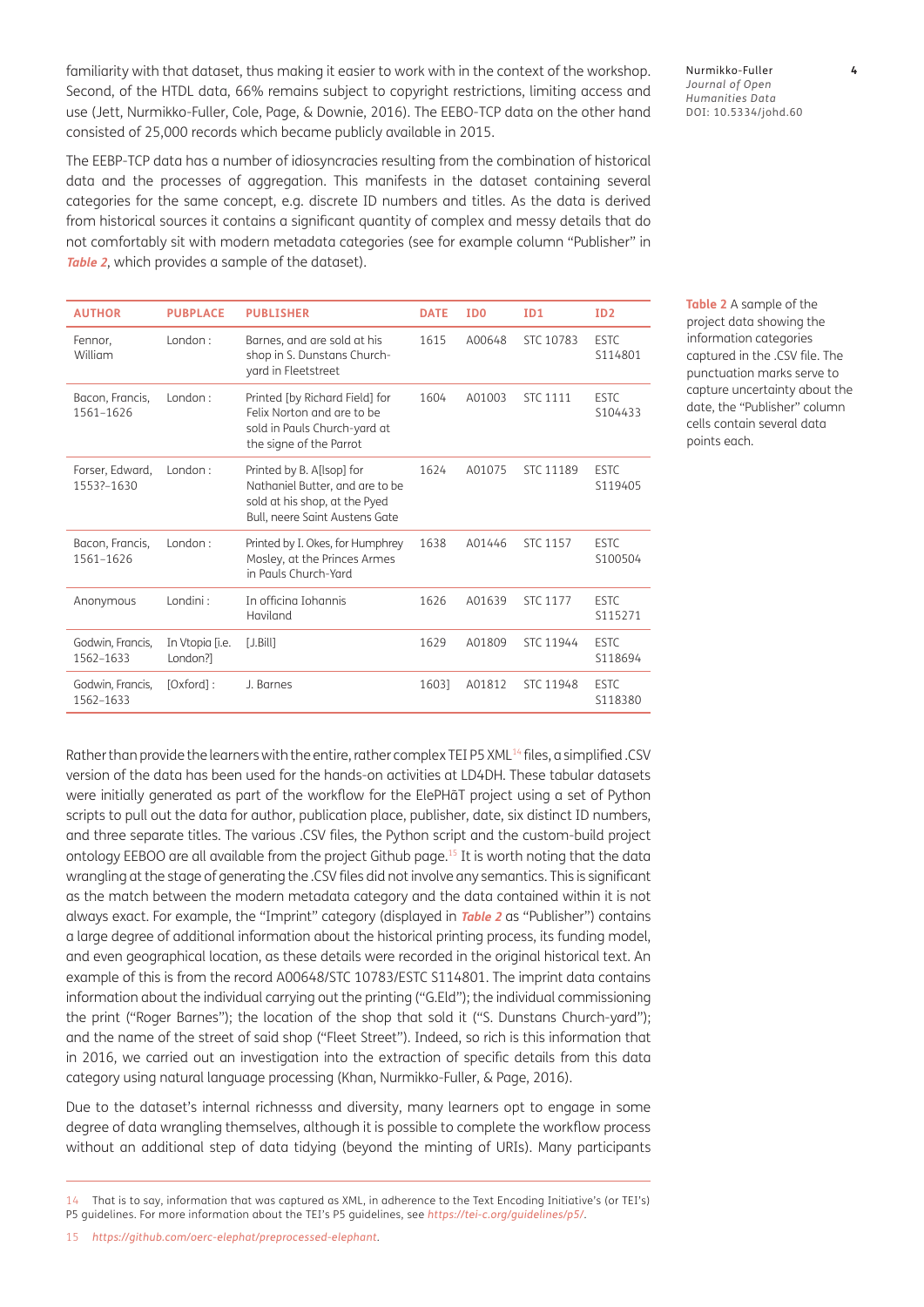familiarity with that dataset, thus making it easier to work with in the context of the workshop. Second, of the HTDL data, 66% remains subject to copyright restrictions, limiting access and use (Jett, Nurmikko-Fuller, Cole, Page, & Downie, 2016). The EEBO-TCP data on the other hand consisted of 25,000 records which became publicly available in 2015.

The EEBP-TCP data has a number of idiosyncracies resulting from the combination of historical data and the processes of aggregation. This manifests in the dataset containing several categories for the same concept, e.g. discrete ID numbers and titles. As the data is derived from historical sources it contains a significant quantity of complex and messy details that do not comfortably sit with modern metadata categories (see for example column "Publisher" in ***Table 2***, which provides a sample of the dataset).

| AUTHOR | PUBPLACE | PUBLISHER | DATE | ID0 | ID1 | ID2 |
|---|---|---|---|---|---|---|
| Fennor, William | London : | Barnes, and are sold at his shop in S. Dunstans Church-yard in Fleetstreet | 1615 | A00648 | STC 10783 | ESTC S114801 |
| Bacon, Francis, 1561–1626 | London : | Printed [by Richard Field] for Felix Norton and are to be sold in Pauls Church-yard at the signe of the Parrot | 1604 | A01003 | STC 1111 | ESTC S104433 |
| Forser, Edward, 1553?–1630 | London : | Printed by B. A[lsop] for Nathaniel Butter, and are to be sold at his shop, at the Pyed Bull, neere Saint Austens Gate | 1624 | A01075 | STC 11189 | ESTC S119405 |
| Bacon, Francis, 1561–1626 | London : | Printed by I. Okes, for Humphrey Mosley, at the Princes Armes in Pauls Church-Yard | 1638 | A01446 | STC 1157 | ESTC S100504 |
| Anonymous | Londini : | In officina Iohannis Haviland | 1626 | A01639 | STC 1177 | ESTC S115271 |
| Godwin, Francis, 1562–1633 | In Vtopia [i.e. London?] | [J.Bill] | 1629 | A01809 | STC 11944 | ESTC S118694 |
| Godwin, Francis, 1562–1633 | [Oxford] : | J. Barnes | 1603] | A01812 | STC 11948 | ESTC S118380 |

**Table 2** A sample of the project data showing the information categories captured in the .CSV file. The punctuation marks serve to capture uncertainty about the date, the "Publisher" column cells contain several data points each.

Rather than provide the learners with the entire, rather complex TEI P5 XML[14] files, a simplified .CSV version of the data has been used for the hands-on activities at LD4DH. These tabular datasets were initially generated as part of the workflow for the ElePHãT project using a set of Python scripts to pull out the data for author, publication place, publisher, date, six distinct ID numbers, and three separate titles. The various .CSV files, the Python script and the custom-build project ontology EEBOO are all available from the project Github page.[15] It is worth noting that the data wrangling at the stage of generating the .CSV files did not involve any semantics. This is significant as the match between the modern metadata category and the data contained within it is not always exact. For example, the "Imprint" category (displayed in ***Table 2*** as "Publisher") contains a large degree of additional information about the historical printing process, its funding model, and even geographical location, as these details were recorded in the original historical text. An example of this is from the record A00648/STC 10783/ESTC S114801. The imprint data contains information about the individual carrying out the printing ("G.Eld"); the individual commissioning the print ("Roger Barnes"); the location of the shop that sold it ("S. Dunstans Church-yard"); and the name of the street of said shop ("Fleet Street"). Indeed, so rich is this information that in 2016, we carried out an investigation into the extraction of specific details from this data category using natural language processing (Khan, Nurmikko-Fuller, & Page, 2016).

Due to the dataset's internal richnesss and diversity, many learners opt to engage in some degree of data wrangling themselves, although it is possible to complete the workflow process without an additional step of data tidying (beyond the minting of URIs). Many participants

---

14 That is to say, information that was captured as XML, in adherence to the Text Encoding Initiative's (or TEI's) P5 guidelines. For more information about the TEI's P5 guidelines, see *https://tei-c.org/guidelines/p5/*.

15 *https://github.com/oerc-elephat/preprocessed-elephant*.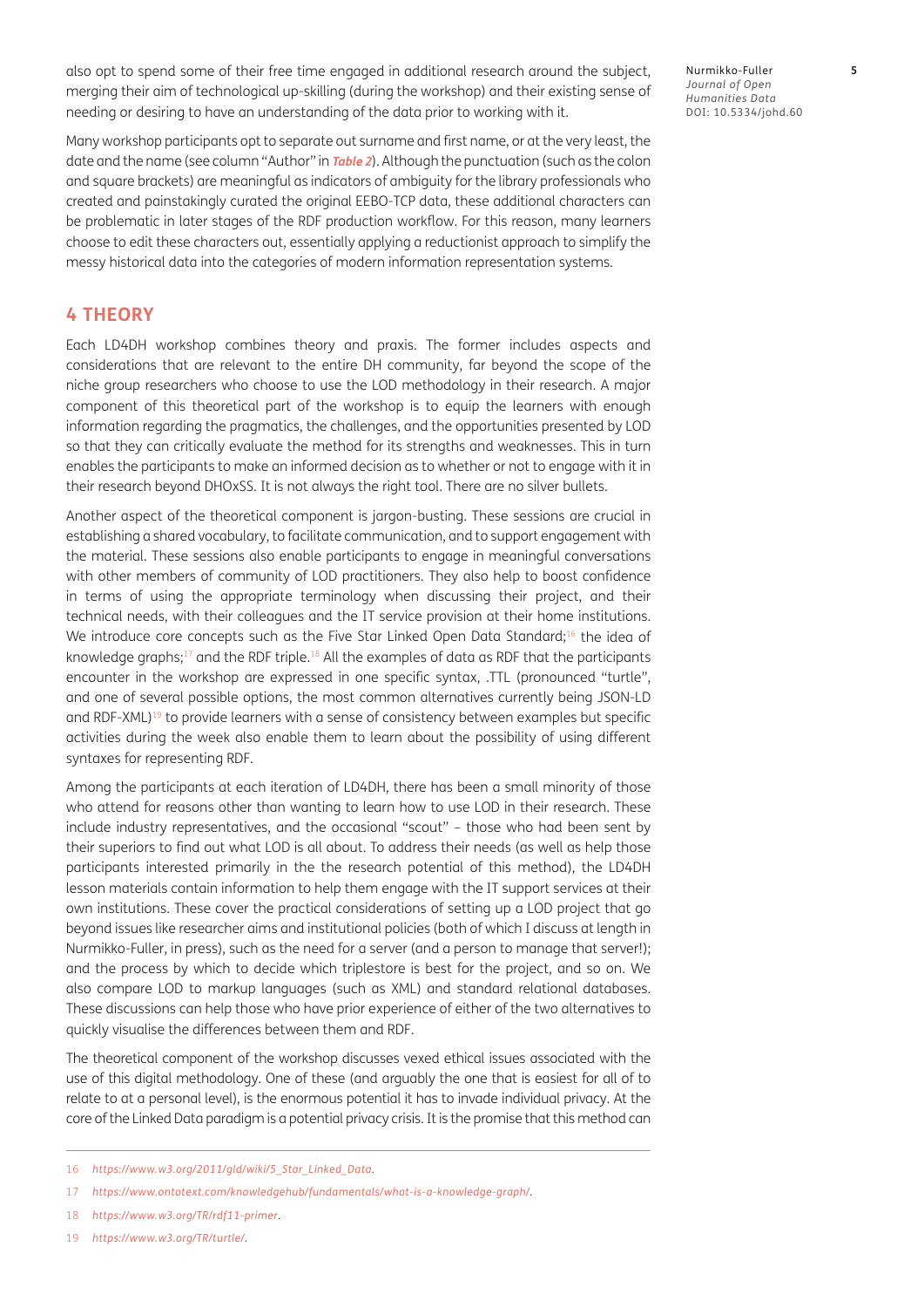also opt to spend some of their free time engaged in additional research around the subject, merging their aim of technological up-skilling (during the workshop) and their existing sense of needing or desiring to have an understanding of the data prior to working with it.

Many workshop participants opt to separate out surname and first name, or at the very least, the date and the name (see column "Author" in **Table 2**). Although the punctuation (such as the colon and square brackets) are meaningful as indicators of ambiguity for the library professionals who created and painstakingly curated the original EEBO-TCP data, these additional characters can be problematic in later stages of the RDF production workflow. For this reason, many learners choose to edit these characters out, essentially applying a reductionist approach to simplify the messy historical data into the categories of modern information representation systems.

## 4 THEORY

Each LD4DH workshop combines theory and praxis. The former includes aspects and considerations that are relevant to the entire DH community, far beyond the scope of the niche group researchers who choose to use the LOD methodology in their research. A major component of this theoretical part of the workshop is to equip the learners with enough information regarding the pragmatics, the challenges, and the opportunities presented by LOD so that they can critically evaluate the method for its strengths and weaknesses. This in turn enables the participants to make an informed decision as to whether or not to engage with it in their research beyond DHOxSS. It is not always the right tool. There are no silver bullets.

Another aspect of the theoretical component is jargon-busting. These sessions are crucial in establishing a shared vocabulary, to facilitate communication, and to support engagement with the material. These sessions also enable participants to engage in meaningful conversations with other members of community of LOD practitioners. They also help to boost confidence in terms of using the appropriate terminology when discussing their project, and their technical needs, with their colleagues and the IT service provision at their home institutions. We introduce core concepts such as the Five Star Linked Open Data Standard;[16] the idea of knowledge graphs;[17] and the RDF triple.[18] All the examples of data as RDF that the participants encounter in the workshop are expressed in one specific syntax, .TTL (pronounced "turtle", and one of several possible options, the most common alternatives currently being JSON-LD and RDF-XML)[19] to provide learners with a sense of consistency between examples but specific activities during the week also enable them to learn about the possibility of using different syntaxes for representing RDF.

Among the participants at each iteration of LD4DH, there has been a small minority of those who attend for reasons other than wanting to learn how to use LOD in their research. These include industry representatives, and the occasional "scout" – those who had been sent by their superiors to find out what LOD is all about. To address their needs (as well as help those participants interested primarily in the the research potential of this method), the LD4DH lesson materials contain information to help them engage with the IT support services at their own institutions. These cover the practical considerations of setting up a LOD project that go beyond issues like researcher aims and institutional policies (both of which I discuss at length in Nurmikko-Fuller, in press), such as the need for a server (and a person to manage that server!); and the process by which to decide which triplestore is best for the project, and so on. We also compare LOD to markup languages (such as XML) and standard relational databases. These discussions can help those who have prior experience of either of the two alternatives to quickly visualise the differences between them and RDF.

The theoretical component of the workshop discusses vexed ethical issues associated with the use of this digital methodology. One of these (and arguably the one that is easiest for all of to relate to at a personal level), is the enormous potential it has to invade individual privacy. At the core of the Linked Data paradigm is a potential privacy crisis. It is the promise that this method can

16 *https://www.w3.org/2011/gld/wiki/5_Star_Linked_Data*.

17 *https://www.ontotext.com/knowledgehub/fundamentals/what-is-a-knowledge-graph/*.

18 *https://www.w3.org/TR/rdf11-primer*.

19 *https://www.w3.org/TR/turtle/*.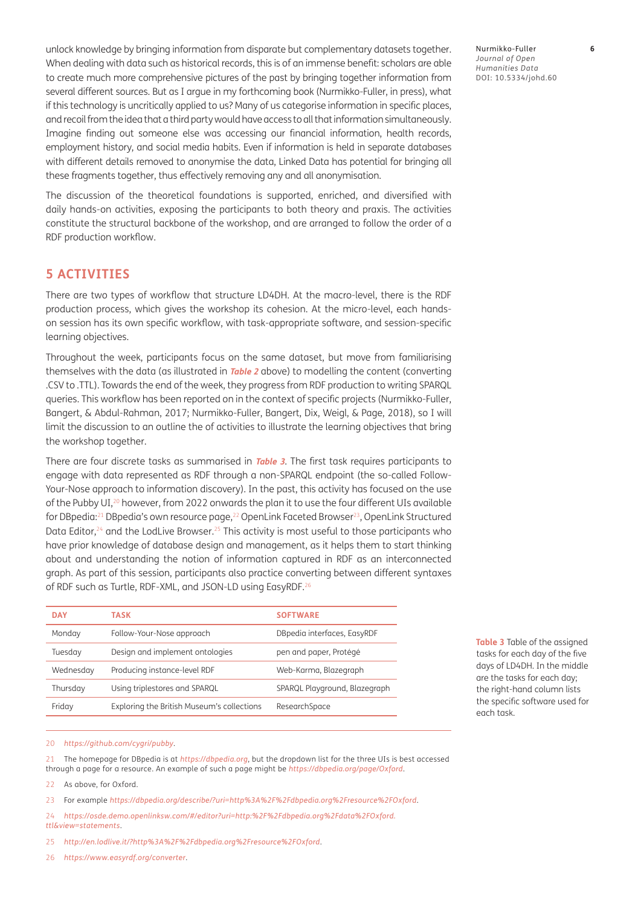unlock knowledge by bringing information from disparate but complementary datasets together. When dealing with data such as historical records, this is of an immense benefit: scholars are able to create much more comprehensive pictures of the past by bringing together information from several different sources. But as I argue in my forthcoming book (Nurmikko-Fuller, in press), what if this technology is uncritically applied to us? Many of us categorise information in specific places, and recoil from the idea that a third party would have access to all that information simultaneously. Imagine finding out someone else was accessing our financial information, health records, employment history, and social media habits. Even if information is held in separate databases with different details removed to anonymise the data, Linked Data has potential for bringing all these fragments together, thus effectively removing any and all anonymisation.

The discussion of the theoretical foundations is supported, enriched, and diversified with daily hands-on activities, exposing the participants to both theory and praxis. The activities constitute the structural backbone of the workshop, and are arranged to follow the order of a RDF production workflow.

## 5 ACTIVITIES

There are two types of workflow that structure LD4DH. At the macro-level, there is the RDF production process, which gives the workshop its cohesion. At the micro-level, each hands-on session has its own specific workflow, with task-appropriate software, and session-specific learning objectives.

Throughout the week, participants focus on the same dataset, but move from familiarising themselves with the data (as illustrated in ***Table 2*** above) to modelling the content (converting .CSV to .TTL). Towards the end of the week, they progress from RDF production to writing SPARQL queries. This workflow has been reported on in the context of specific projects (Nurmikko-Fuller, Bangert, & Abdul-Rahman, 2017; Nurmikko-Fuller, Bangert, Dix, Weigl, & Page, 2018), so I will limit the discussion to an outline the of activities to illustrate the learning objectives that bring the workshop together.

There are four discrete tasks as summarised in ***Table 3***. The first task requires participants to engage with data represented as RDF through a non-SPARQL endpoint (the so-called Follow-Your-Nose approach to information discovery). In the past, this activity has focused on the use of the Pubby UI,[20] however, from 2022 onwards the plan it to use the four different UIs available for DBpedia:[21] DBpedia's own resource page,[22] OpenLink Faceted Browser[23], OpenLink Structured Data Editor,[24] and the LodLive Browser.[25] This activity is most useful to those participants who have prior knowledge of database design and management, as it helps them to start thinking about and understanding the notion of information captured in RDF as an interconnected graph. As part of this session, participants also practice converting between different syntaxes of RDF such as Turtle, RDF-XML, and JSON-LD using EasyRDF.[26]

| DAY | TASK | SOFTWARE |
|---|---|---|
| Monday | Follow-Your-Nose approach | DBpedia interfaces, EasyRDF |
| Tuesday | Design and implement ontologies | pen and paper, Protégé |
| Wednesday | Producing instance-level RDF | Web-Karma, Blazegraph |
| Thursday | Using triplestores and SPARQL | SPARQL Playground, Blazegraph |
| Friday | Exploring the British Museum's collections | ResearchSpace |

**Table 3** Table of the assigned tasks for each day of the five days of LD4DH. In the middle are the tasks for each day; the right-hand column lists the specific software used for each task.

20 *https://github.com/cygri/pubby*.

21 The homepage for DBpedia is at *https://dbpedia.org*, but the dropdown list for the three UIs is best accessed through a page for a resource. An example of such a page might be *https://dbpedia.org/page/Oxford*.

22 As above, for Oxford.

23 For example *https://dbpedia.org/describe/?uri=http%3A%2F%2Fdbpedia.org%2Fresource%2FOxford*.

24 *https://osde.demo.openlinksw.com/#/editor?uri=http:%2F%2Fdbpedia.org%2Fdata%2FOxford.ttl&view=statements*.

25 *http://en.lodlive.it/?http%3A%2F%2Fdbpedia.org%2Fresource%2FOxford*.

26 *https://www.easyrdf.org/converter*.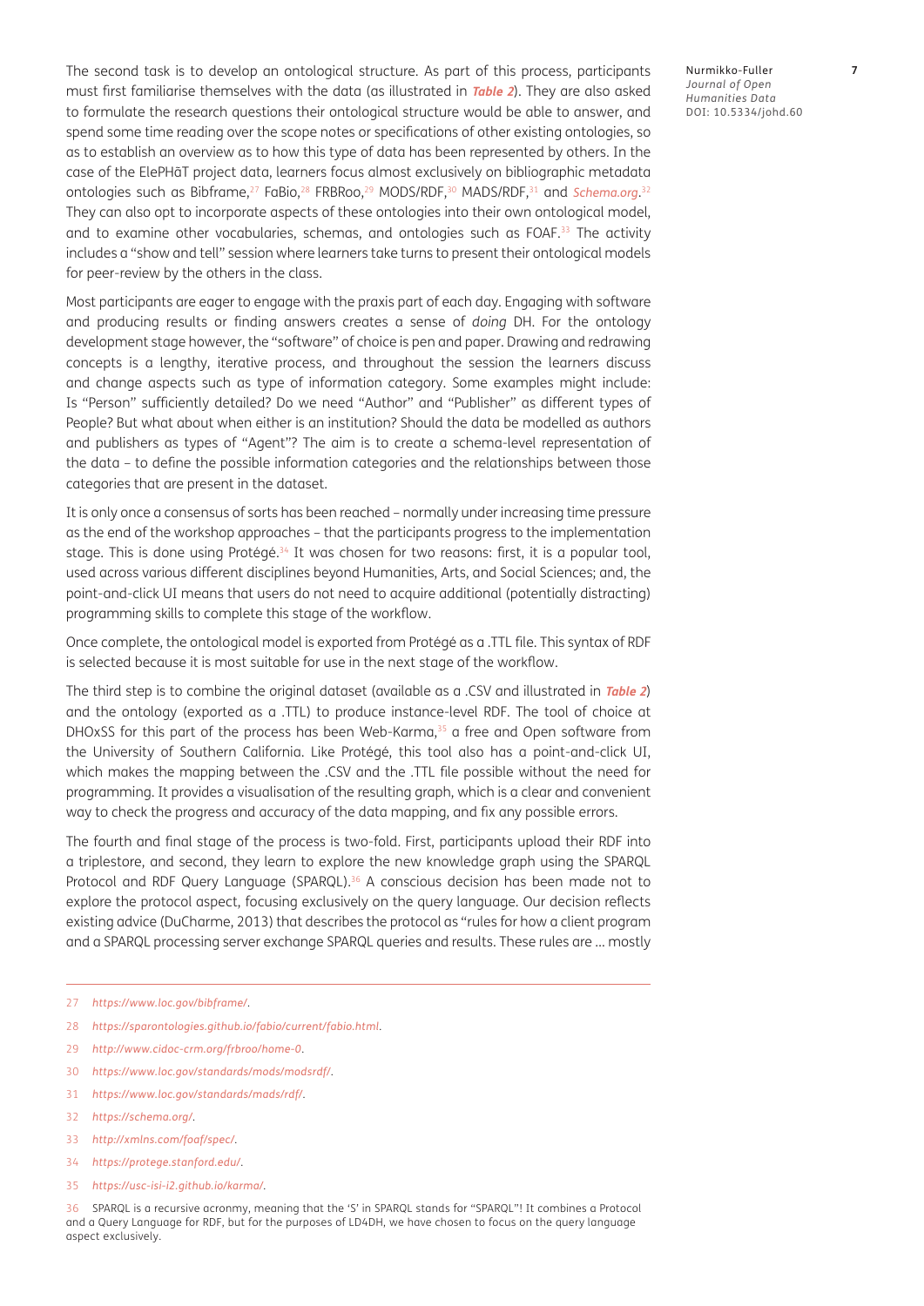The second task is to develop an ontological structure. As part of this process, participants must first familiarise themselves with the data (as illustrated in ***Table 2***). They are also asked to formulate the research questions their ontological structure would be able to answer, and spend some time reading over the scope notes or specifications of other existing ontologies, so as to establish an overview as to how this type of data has been represented by others. In the case of the ElePHãT project data, learners focus almost exclusively on bibliographic metadata ontologies such as Bibframe,[27] FaBio,[28] FRBRoo,[29] MODS/RDF,[30] MADS/RDF,[31] and *Schema.org*.[32] They can also opt to incorporate aspects of these ontologies into their own ontological model, and to examine other vocabularies, schemas, and ontologies such as FOAF.[33] The activity includes a "show and tell" session where learners take turns to present their ontological models for peer-review by the others in the class.

Most participants are eager to engage with the praxis part of each day. Engaging with software and producing results or finding answers creates a sense of *doing* DH. For the ontology development stage however, the "software" of choice is pen and paper. Drawing and redrawing concepts is a lengthy, iterative process, and throughout the session the learners discuss and change aspects such as type of information category. Some examples might include: Is "Person" sufficiently detailed? Do we need "Author" and "Publisher" as different types of People? But what about when either is an institution? Should the data be modelled as authors and publishers as types of "Agent"? The aim is to create a schema-level representation of the data – to define the possible information categories and the relationships between those categories that are present in the dataset.

It is only once a consensus of sorts has been reached – normally under increasing time pressure as the end of the workshop approaches – that the participants progress to the implementation stage. This is done using Protégé.[34] It was chosen for two reasons: first, it is a popular tool, used across various different disciplines beyond Humanities, Arts, and Social Sciences; and, the point-and-click UI means that users do not need to acquire additional (potentially distracting) programming skills to complete this stage of the workflow.

Once complete, the ontological model is exported from Protégé as a .TTL file. This syntax of RDF is selected because it is most suitable for use in the next stage of the workflow.

The third step is to combine the original dataset (available as a .CSV and illustrated in ***Table 2***) and the ontology (exported as a .TTL) to produce instance-level RDF. The tool of choice at DHOxSS for this part of the process has been Web-Karma,[35] a free and Open software from the University of Southern California. Like Protégé, this tool also has a point-and-click UI, which makes the mapping between the .CSV and the .TTL file possible without the need for programming. It provides a visualisation of the resulting graph, which is a clear and convenient way to check the progress and accuracy of the data mapping, and fix any possible errors.

The fourth and final stage of the process is two-fold. First, participants upload their RDF into a triplestore, and second, they learn to explore the new knowledge graph using the SPARQL Protocol and RDF Query Language (SPARQL).[36] A conscious decision has been made not to explore the protocol aspect, focusing exclusively on the query language. Our decision reflects existing advice (DuCharme, 2013) that describes the protocol as "rules for how a client program and a SPARQL processing server exchange SPARQL queries and results. These rules are … mostly

---

27 *https://www.loc.gov/bibframe/*.

28 *https://sparontologies.github.io/fabio/current/fabio.html*.

29 *http://www.cidoc-crm.org/frbroo/home-0*.

30 *https://www.loc.gov/standards/mods/modsrdf/*.

31 *https://www.loc.gov/standards/mads/rdf/*.

32 *https://schema.org/*.

33 *http://xmlns.com/foaf/spec/*.

34 *https://protege.stanford.edu/*.

35 *https://usc-isi-i2.github.io/karma/*.

36 SPARQL is a recursive acronmy, meaning that the 'S' in SPARQL stands for "SPARQL"! It combines a Protocol and a Query Language for RDF, but for the purposes of LD4DH, we have chosen to focus on the query language aspect exclusively.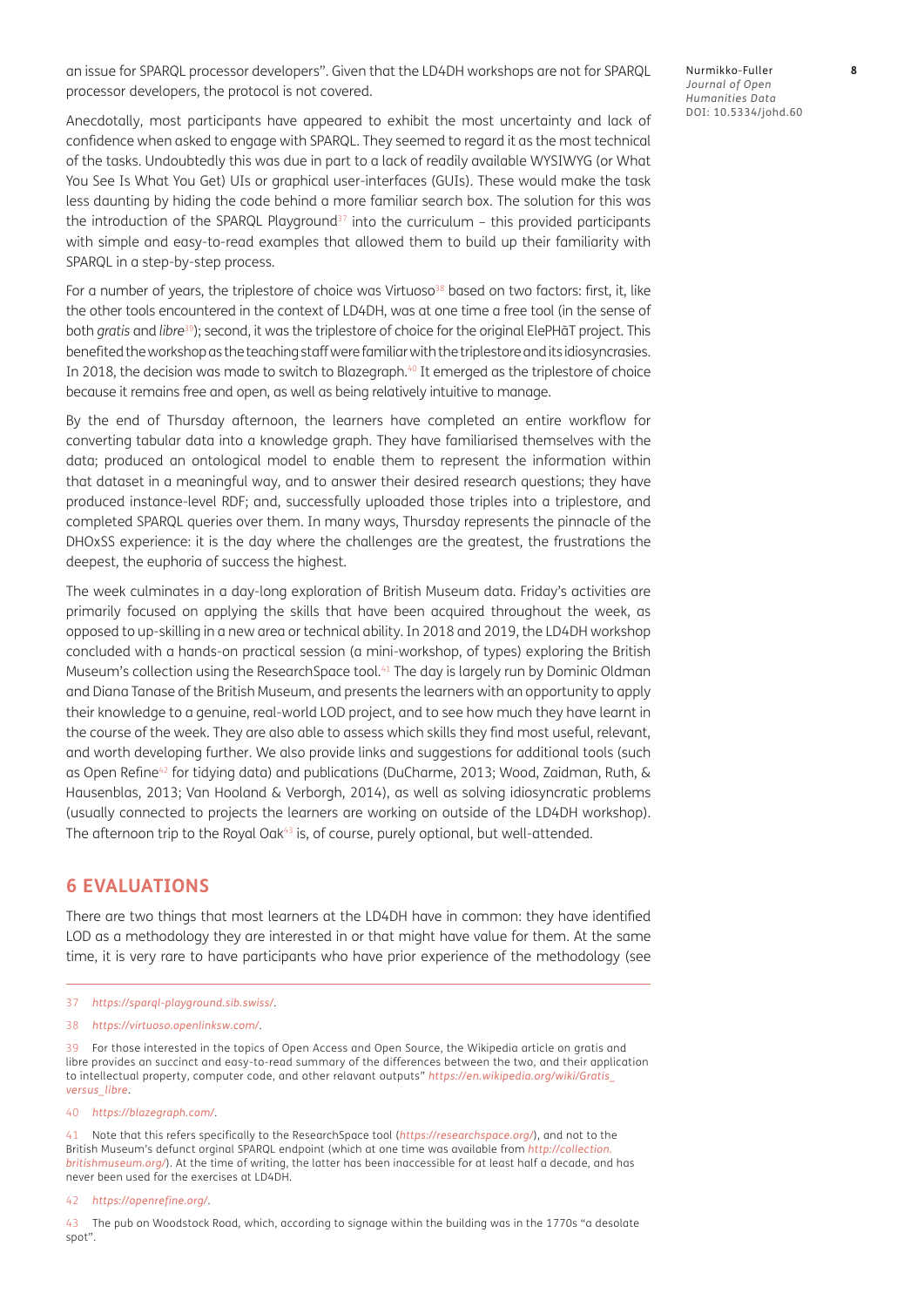an issue for SPARQL processor developers". Given that the LD4DH workshops are not for SPARQL processor developers, the protocol is not covered.

Anecdotally, most participants have appeared to exhibit the most uncertainty and lack of confidence when asked to engage with SPARQL. They seemed to regard it as the most technical of the tasks. Undoubtedly this was due in part to a lack of readily available WYSIWYG (or What You See Is What You Get) UIs or graphical user-interfaces (GUIs). These would make the task less daunting by hiding the code behind a more familiar search box. The solution for this was the introduction of the SPARQL Playground[37] into the curriculum – this provided participants with simple and easy-to-read examples that allowed them to build up their familiarity with SPARQL in a step-by-step process.

For a number of years, the triplestore of choice was Virtuoso[38] based on two factors: first, it, like the other tools encountered in the context of LD4DH, was at one time a free tool (in the sense of both *gratis* and *libre*[39]); second, it was the triplestore of choice for the original ElePHãT project. This benefited the workshop as the teaching staff were familiar with the triplestore and its idiosyncrasies. In 2018, the decision was made to switch to Blazegraph.[40] It emerged as the triplestore of choice because it remains free and open, as well as being relatively intuitive to manage.

By the end of Thursday afternoon, the learners have completed an entire workflow for converting tabular data into a knowledge graph. They have familiarised themselves with the data; produced an ontological model to enable them to represent the information within that dataset in a meaningful way, and to answer their desired research questions; they have produced instance-level RDF; and, successfully uploaded those triples into a triplestore, and completed SPARQL queries over them. In many ways, Thursday represents the pinnacle of the DHOxSS experience: it is the day where the challenges are the greatest, the frustrations the deepest, the euphoria of success the highest.

The week culminates in a day-long exploration of British Museum data. Friday's activities are primarily focused on applying the skills that have been acquired throughout the week, as opposed to up-skilling in a new area or technical ability. In 2018 and 2019, the LD4DH workshop concluded with a hands-on practical session (a mini-workshop, of types) exploring the British Museum's collection using the ResearchSpace tool.[41] The day is largely run by Dominic Oldman and Diana Tanase of the British Museum, and presents the learners with an opportunity to apply their knowledge to a genuine, real-world LOD project, and to see how much they have learnt in the course of the week. They are also able to assess which skills they find most useful, relevant, and worth developing further. We also provide links and suggestions for additional tools (such as Open Refine[42] for tidying data) and publications (DuCharme, 2013; Wood, Zaidman, Ruth, & Hausenblas, 2013; Van Hooland & Verborgh, 2014), as well as solving idiosyncratic problems (usually connected to projects the learners are working on outside of the LD4DH workshop). The afternoon trip to the Royal Oak[43] is, of course, purely optional, but well-attended.

## 6 EVALUATIONS

There are two things that most learners at the LD4DH have in common: they have identified LOD as a methodology they are interested in or that might have value for them. At the same time, it is very rare to have participants who have prior experience of the methodology (see

---

37 *https://sparql-playground.sib.swiss/*.

38 *https://virtuoso.openlinksw.com/*.

39 For those interested in the topics of Open Access and Open Source, the Wikipedia article on gratis and libre provides an succinct and easy-to-read summary of the differences between the two, and their application to intellectual property, computer code, and other relavant outputs" *https://en.wikipedia.org/wiki/Gratis_versus_libre*.

40 *https://blazegraph.com/*.

41 Note that this refers specifically to the ResearchSpace tool (*https://researchspace.org/*), and not to the British Museum's defunct orginal SPARQL endpoint (which at one time was available from *http://collection.britishmuseum.org/*). At the time of writing, the latter has been inaccessible for at least half a decade, and has never been used for the exercises at LD4DH.

42 *https://openrefine.org/*.

43 The pub on Woodstock Road, which, according to signage within the building was in the 1770s "a desolate spot".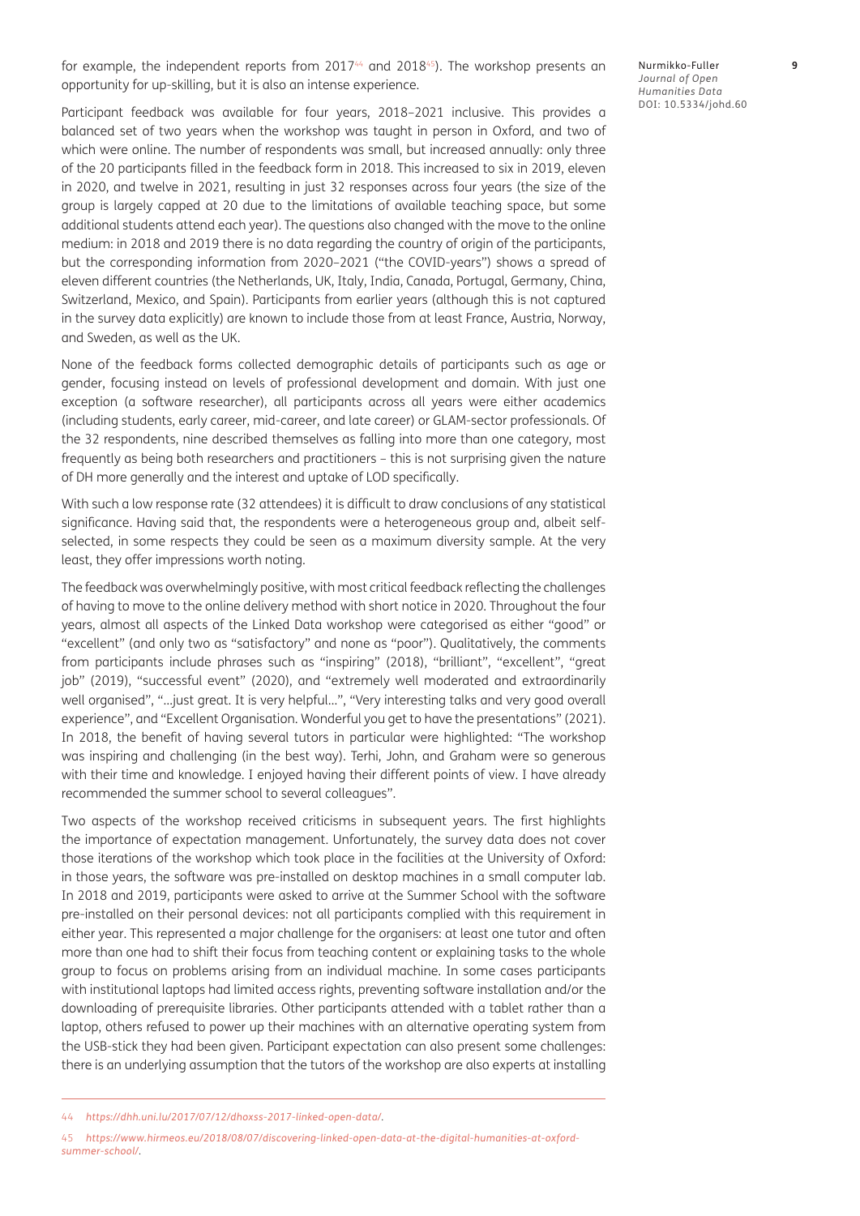for example, the independent reports from 2017[44] and 2018[45]). The workshop presents an opportunity for up-skilling, but it is also an intense experience.

Participant feedback was available for four years, 2018–2021 inclusive. This provides a balanced set of two years when the workshop was taught in person in Oxford, and two of which were online. The number of respondents was small, but increased annually: only three of the 20 participants filled in the feedback form in 2018. This increased to six in 2019, eleven in 2020, and twelve in 2021, resulting in just 32 responses across four years (the size of the group is largely capped at 20 due to the limitations of available teaching space, but some additional students attend each year). The questions also changed with the move to the online medium: in 2018 and 2019 there is no data regarding the country of origin of the participants, but the corresponding information from 2020–2021 ("the COVID-years") shows a spread of eleven different countries (the Netherlands, UK, Italy, India, Canada, Portugal, Germany, China, Switzerland, Mexico, and Spain). Participants from earlier years (although this is not captured in the survey data explicitly) are known to include those from at least France, Austria, Norway, and Sweden, as well as the UK.

None of the feedback forms collected demographic details of participants such as age or gender, focusing instead on levels of professional development and domain. With just one exception (a software researcher), all participants across all years were either academics (including students, early career, mid-career, and late career) or GLAM-sector professionals. Of the 32 respondents, nine described themselves as falling into more than one category, most frequently as being both researchers and practitioners – this is not surprising given the nature of DH more generally and the interest and uptake of LOD specifically.

With such a low response rate (32 attendees) it is difficult to draw conclusions of any statistical significance. Having said that, the respondents were a heterogeneous group and, albeit self-selected, in some respects they could be seen as a maximum diversity sample. At the very least, they offer impressions worth noting.

The feedback was overwhelmingly positive, with most critical feedback reflecting the challenges of having to move to the online delivery method with short notice in 2020. Throughout the four years, almost all aspects of the Linked Data workshop were categorised as either "good" or "excellent" (and only two as "satisfactory" and none as "poor"). Qualitatively, the comments from participants include phrases such as "inspiring" (2018), "brilliant", "excellent", "great job" (2019), "successful event" (2020), and "extremely well moderated and extraordinarily well organised", "…just great. It is very helpful…", "Very interesting talks and very good overall experience", and "Excellent Organisation. Wonderful you get to have the presentations" (2021). In 2018, the benefit of having several tutors in particular were highlighted: "The workshop was inspiring and challenging (in the best way). Terhi, John, and Graham were so generous with their time and knowledge. I enjoyed having their different points of view. I have already recommended the summer school to several colleagues".

Two aspects of the workshop received criticisms in subsequent years. The first highlights the importance of expectation management. Unfortunately, the survey data does not cover those iterations of the workshop which took place in the facilities at the University of Oxford: in those years, the software was pre-installed on desktop machines in a small computer lab. In 2018 and 2019, participants were asked to arrive at the Summer School with the software pre-installed on their personal devices: not all participants complied with this requirement in either year. This represented a major challenge for the organisers: at least one tutor and often more than one had to shift their focus from teaching content or explaining tasks to the whole group to focus on problems arising from an individual machine. In some cases participants with institutional laptops had limited access rights, preventing software installation and/or the downloading of prerequisite libraries. Other participants attended with a tablet rather than a laptop, others refused to power up their machines with an alternative operating system from the USB-stick they had been given. Participant expectation can also present some challenges: there is an underlying assumption that the tutors of the workshop are also experts at installing

---

44 *https://dhh.uni.lu/2017/07/12/dhoxss-2017-linked-open-data/*.

45 *https://www.hirmeos.eu/2018/08/07/discovering-linked-open-data-at-the-digital-humanities-at-oxford-summer-school/*.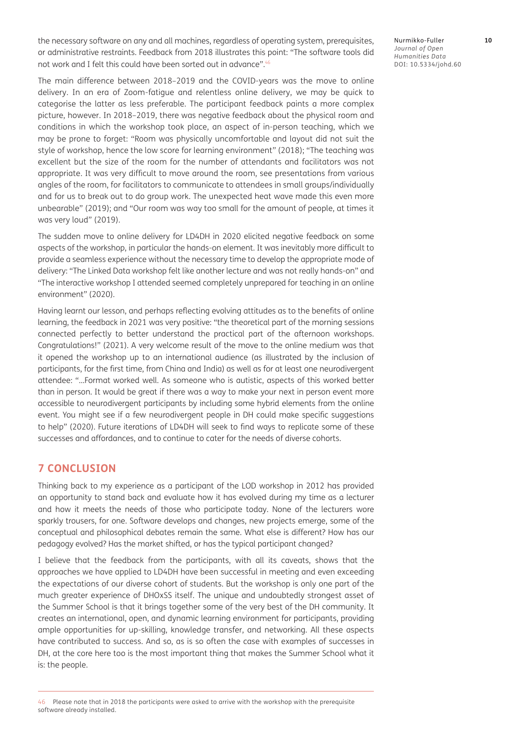the necessary software on any and all machines, regardless of operating system, prerequisites, or administrative restraints. Feedback from 2018 illustrates this point: "The software tools did not work and I felt this could have been sorted out in advance".[46]

The main difference between 2018–2019 and the COVID-years was the move to online delivery. In an era of Zoom-fatigue and relentless online delivery, we may be quick to categorise the latter as less preferable. The participant feedback paints a more complex picture, however. In 2018–2019, there was negative feedback about the physical room and conditions in which the workshop took place, an aspect of in-person teaching, which we may be prone to forget: "Room was physically uncomfortable and layout did not suit the style of workshop, hence the low score for learning environment" (2018); "The teaching was excellent but the size of the room for the number of attendants and facilitators was not appropriate. It was very difficult to move around the room, see presentations from various angles of the room, for facilitators to communicate to attendees in small groups/individually and for us to break out to do group work. The unexpected heat wave made this even more unbearable" (2019); and "Our room was way too small for the amount of people, at times it was very loud" (2019).

The sudden move to online delivery for LD4DH in 2020 elicited negative feedback on some aspects of the workshop, in particular the hands-on element. It was inevitably more difficult to provide a seamless experience without the necessary time to develop the appropriate mode of delivery: "The Linked Data workshop felt like another lecture and was not really hands-on" and "The interactive workshop I attended seemed completely unprepared for teaching in an online environment" (2020).

Having learnt our lesson, and perhaps reflecting evolving attitudes as to the benefits of online learning, the feedback in 2021 was very positive: "the theoretical part of the morning sessions connected perfectly to better understand the practical part of the afternoon workshops. Congratulations!" (2021). A very welcome result of the move to the online medium was that it opened the workshop up to an international audience (as illustrated by the inclusion of participants, for the first time, from China and India) as well as for at least one neurodivergent attendee: "…Format worked well. As someone who is autistic, aspects of this worked better than in person. It would be great if there was a way to make your next in person event more accessible to neurodivergent participants by including some hybrid elements from the online event. You might see if a few neurodivergent people in DH could make specific suggestions to help" (2020). Future iterations of LD4DH will seek to find ways to replicate some of these successes and affordances, and to continue to cater for the needs of diverse cohorts.

## 7 CONCLUSION

Thinking back to my experience as a participant of the LOD workshop in 2012 has provided an opportunity to stand back and evaluate how it has evolved during my time as a lecturer and how it meets the needs of those who participate today. None of the lecturers wore sparkly trousers, for one. Software develops and changes, new projects emerge, some of the conceptual and philosophical debates remain the same. What else is different? How has our pedagogy evolved? Has the market shifted, or has the typical participant changed?

I believe that the feedback from the participants, with all its caveats, shows that the approaches we have applied to LD4DH have been successful in meeting and even exceeding the expectations of our diverse cohort of students. But the workshop is only one part of the much greater experience of DHOxSS itself. The unique and undoubtedly strongest asset of the Summer School is that it brings together some of the very best of the DH community. It creates an international, open, and dynamic learning environment for participants, providing ample opportunities for up-skilling, knowledge transfer, and networking. All these aspects have contributed to success. And so, as is so often the case with examples of successes in DH, at the core here too is the most important thing that makes the Summer School what it is: the people.

---

46 Please note that in 2018 the participants were asked to arrive with the workshop with the prerequisite software already installed.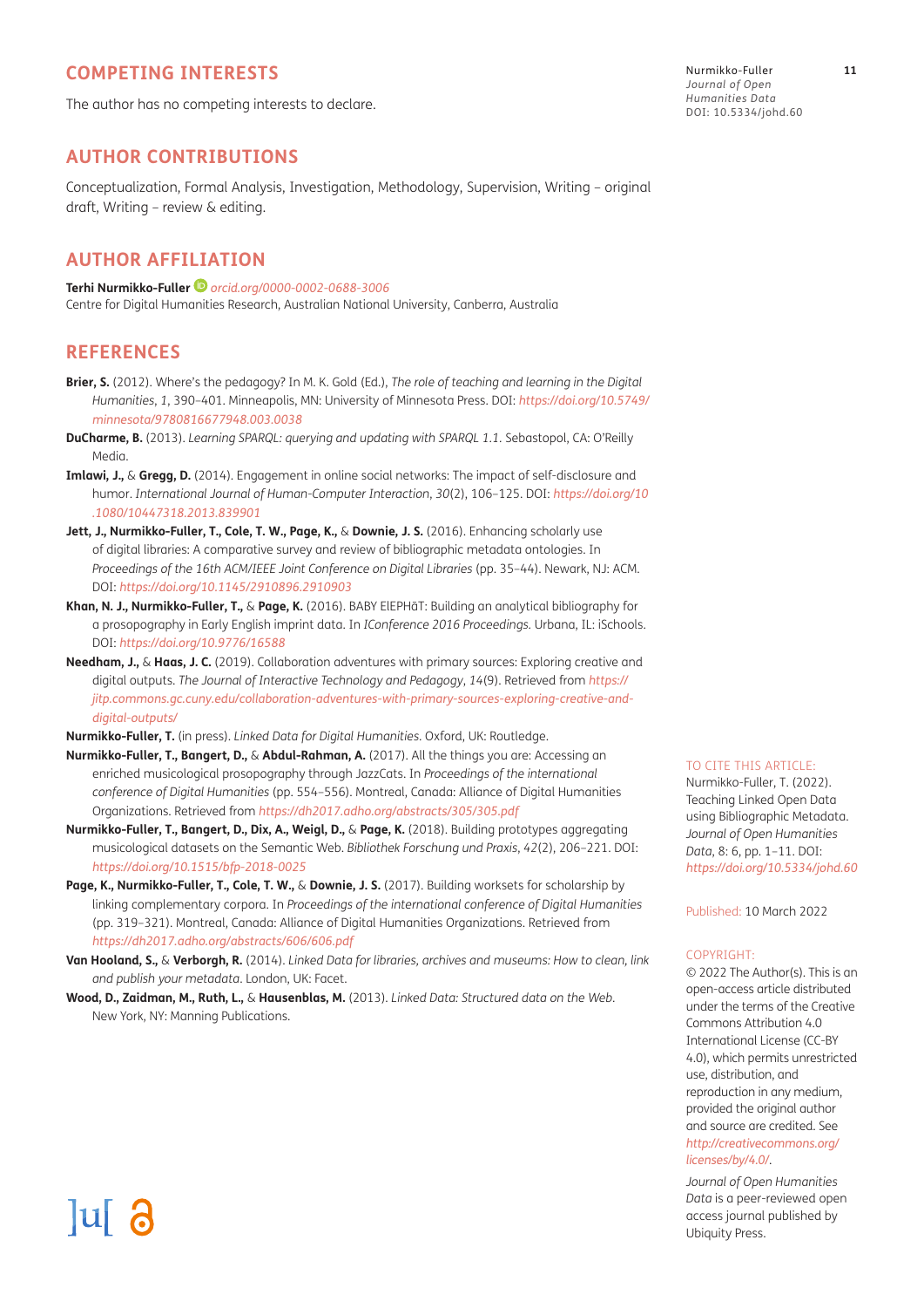## COMPETING INTERESTS

The author has no competing interests to declare.

## AUTHOR CONTRIBUTIONS

Conceptualization, Formal Analysis, Investigation, Methodology, Supervision, Writing – original draft, Writing – review & editing.

## AUTHOR AFFILIATION

**Terhi Nurmikko-Fuller** *orcid.org/0000-0002-0688-3006*
Centre for Digital Humanities Research, Australian National University, Canberra, Australia

## REFERENCES

**Brier, S.** (2012). Where's the pedagogy? In M. K. Gold (Ed.), *The role of teaching and learning in the Digital Humanities*, *1*, 390–401. Minneapolis, MN: University of Minnesota Press. DOI: *https://doi.org/10.5749/minnesota/9780816677948.003.0038*

**DuCharme, B.** (2013). *Learning SPARQL: querying and updating with SPARQL 1.1*. Sebastopol, CA: O'Reilly Media.

**Imlawi, J.,** & **Gregg, D.** (2014). Engagement in online social networks: The impact of self-disclosure and humor. *International Journal of Human-Computer Interaction*, *30*(2), 106–125. DOI: *https://doi.org/10.1080/10447318.2013.839901*

**Jett, J., Nurmikko-Fuller, T., Cole, T. W., Page, K.,** & **Downie, J. S.** (2016). Enhancing scholarly use of digital libraries: A comparative survey and review of bibliographic metadata ontologies. In *Proceedings of the 16th ACM/IEEE Joint Conference on Digital Libraries* (pp. 35–44). Newark, NJ: ACM. DOI: *https://doi.org/10.1145/2910896.2910903*

**Khan, N. J., Nurmikko-Fuller, T.,** & **Page, K.** (2016). BABY ElEPHāT: Building an analytical bibliography for a prosopography in Early English imprint data. In *IConference 2016 Proceedings*. Urbana, IL: iSchools. DOI: *https://doi.org/10.9776/16588*

**Needham, J.,** & **Haas, J. C.** (2019). Collaboration adventures with primary sources: Exploring creative and digital outputs. *The Journal of Interactive Technology and Pedagogy*, *14*(9). Retrieved from *https://jitp.commons.gc.cuny.edu/collaboration-adventures-with-primary-sources-exploring-creative-and-digital-outputs/*

**Nurmikko-Fuller, T.** (in press). *Linked Data for Digital Humanities*. Oxford, UK: Routledge.

**Nurmikko-Fuller, T., Bangert, D.,** & **Abdul-Rahman, A.** (2017). All the things you are: Accessing an enriched musicological prosopography through JazzCats. In *Proceedings of the international conference of Digital Humanities* (pp. 554–556). Montreal, Canada: Alliance of Digital Humanities Organizations. Retrieved from *https://dh2017.adho.org/abstracts/305/305.pdf*

**Nurmikko-Fuller, T., Bangert, D., Dix, A., Weigl, D.,** & **Page, K.** (2018). Building prototypes aggregating musicological datasets on the Semantic Web. *Bibliothek Forschung und Praxis*, *42*(2), 206–221. DOI: *https://doi.org/10.1515/bfp-2018-0025*

**Page, K., Nurmikko-Fuller, T., Cole, T. W.,** & **Downie, J. S.** (2017). Building worksets for scholarship by linking complementary corpora. In *Proceedings of the international conference of Digital Humanities* (pp. 319–321). Montreal, Canada: Alliance of Digital Humanities Organizations. Retrieved from *https://dh2017.adho.org/abstracts/606/606.pdf*

**Van Hooland, S.,** & **Verborgh, R.** (2014). *Linked Data for libraries, archives and museums: How to clean, link and publish your metadata*. London, UK: Facet.

**Wood, D., Zaidman, M., Ruth, L.,** & **Hausenblas, M.** (2013). *Linked Data: Structured data on the Web*. New York, NY: Manning Publications.

TO CITE THIS ARTICLE:
Nurmikko-Fuller, T. (2022). Teaching Linked Open Data using Bibliographic Metadata. *Journal of Open Humanities Data*, 8: 6, pp. 1–11. DOI: *https://doi.org/10.5334/johd.60*

Published: 10 March 2022

COPYRIGHT:
© 2022 The Author(s). This is an open-access article distributed under the terms of the Creative Commons Attribution 4.0 International License (CC-BY 4.0), which permits unrestricted use, distribution, and reproduction in any medium, provided the original author and source are credited. See *http://creativecommons.org/licenses/by/4.0/*.

*Journal of Open Humanities Data* is a peer-reviewed open access journal published by Ubiquity Press.